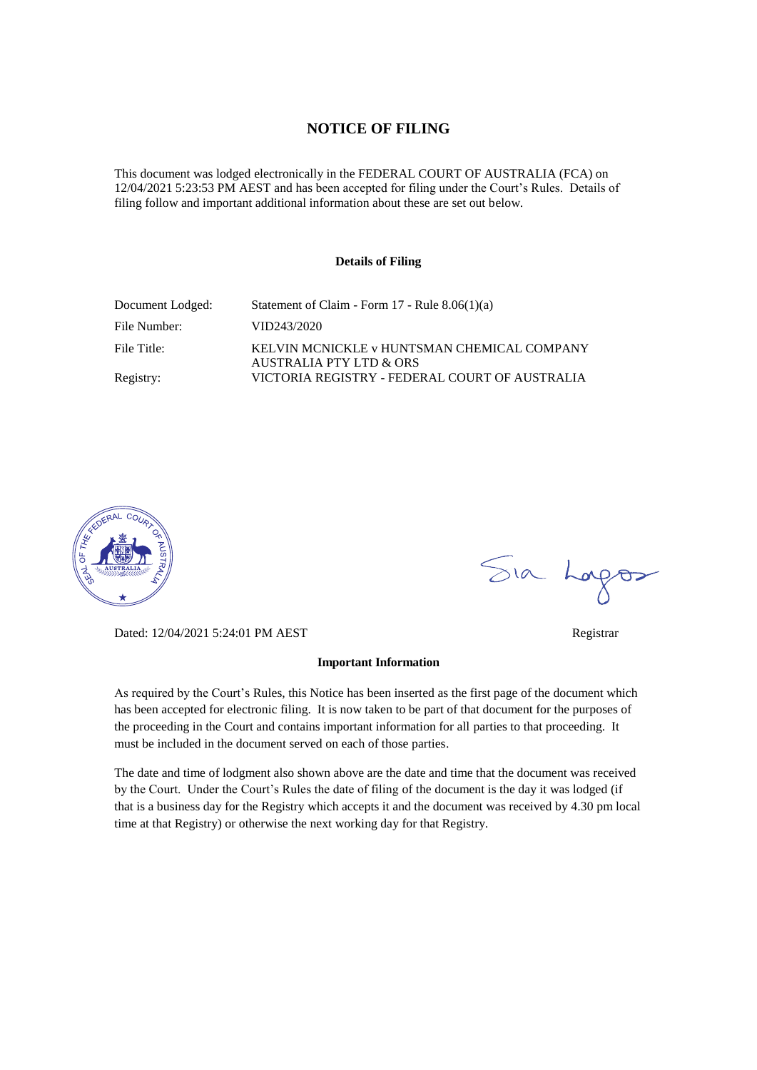# NOTICE OF FILING

This document was lodged electronically in the FEDERAL COURT OF AUSTRALIA (FCA) on 12/04/2021 5:23:53 PM AEST and has been accepted for filing under the Court's Rules. Details of filing follow and important additional information about these are set out below.

### Details of Filing

| | |
|---|---|
| Document Lodged: | Statement of Claim - Form 17 - Rule 8.06(1)(a) |
| File Number: | VID243/2020 |
| File Title: | KELVIN MCNICKLE v HUNTSMAN CHEMICAL COMPANY AUSTRALIA PTY LTD & ORS |
| Registry: | VICTORIA REGISTRY - FEDERAL COURT OF AUSTRALIA |

Sia Lagos

Dated: 12/04/2021 5:24:01 PM AEST

Registrar

### Important Information

As required by the Court's Rules, this Notice has been inserted as the first page of the document which has been accepted for electronic filing. It is now taken to be part of that document for the purposes of the proceeding in the Court and contains important information for all parties to that proceeding. It must be included in the document served on each of those parties.

The date and time of lodgment also shown above are the date and time that the document was received by the Court. Under the Court's Rules the date of filing of the document is the day it was lodged (if that is a business day for the Registry which accepts it and the document was received by 4.30 pm local time at that Registry) or otherwise the next working day for that Registry.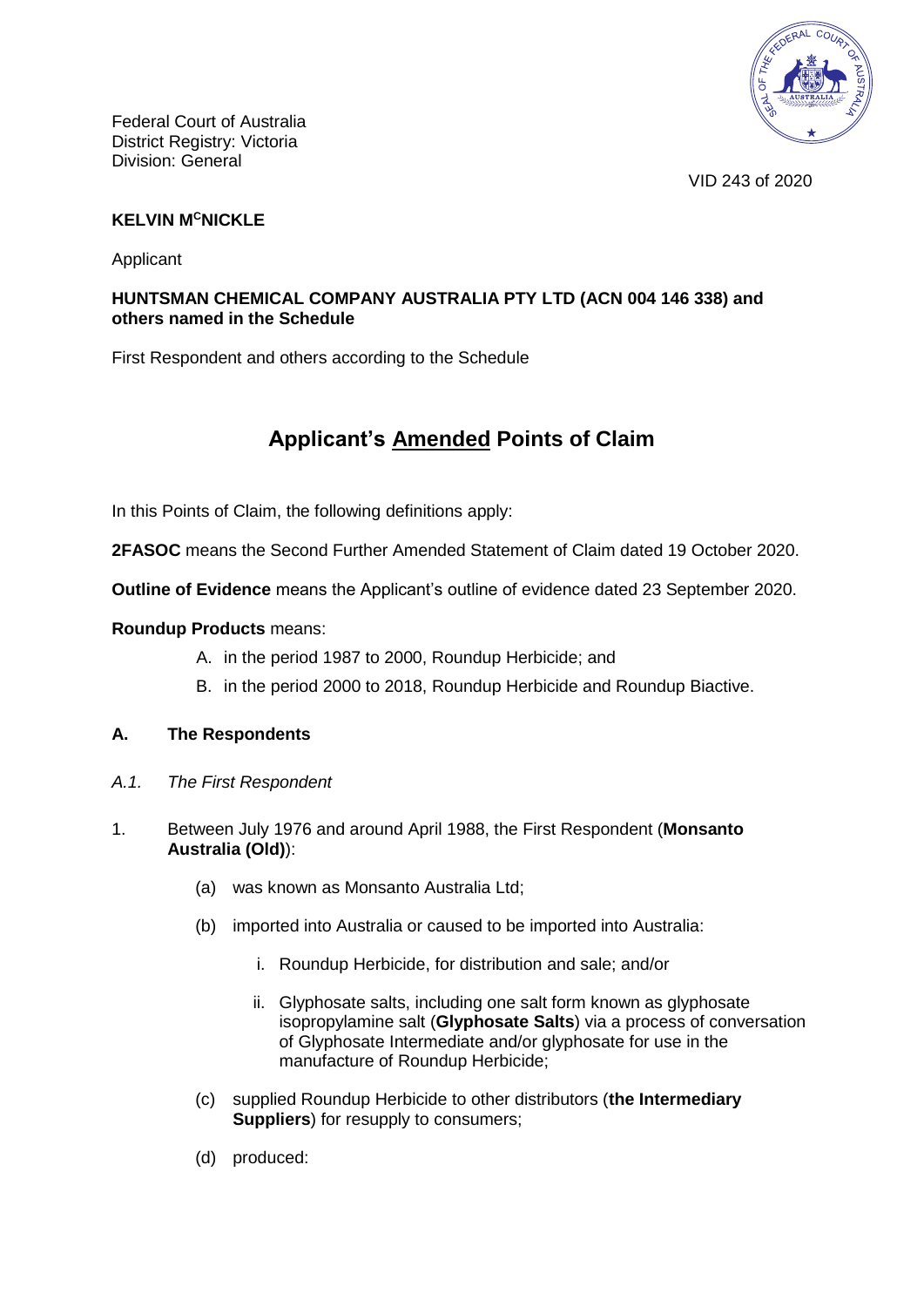Federal Court of Australia
District Registry: Victoria
Division: General

VID 243 of 2020

**KELVIN M^C^NICKLE**

Applicant

**HUNTSMAN CHEMICAL COMPANY AUSTRALIA PTY LTD (ACN 004 146 338) and others named in the Schedule**

First Respondent and others according to the Schedule

# Applicant's <u>Amended</u> Points of Claim

In this Points of Claim, the following definitions apply:

**2FASOC** means the Second Further Amended Statement of Claim dated 19 October 2020.

**Outline of Evidence** means the Applicant's outline of evidence dated 23 September 2020.

**Roundup Products** means:

A. in the period 1987 to 2000, Roundup Herbicide; and

B. in the period 2000 to 2018, Roundup Herbicide and Roundup Biactive.

## A. The Respondents

### *A.1. The First Respondent*

1. Between July 1976 and around April 1988, the First Respondent (**Monsanto Australia (Old)**):

   (a) was known as Monsanto Australia Ltd;

   (b) imported into Australia or caused to be imported into Australia:

      i. Roundup Herbicide, for distribution and sale; and/or

      ii. Glyphosate salts, including one salt form known as glyphosate isopropylamine salt (**Glyphosate Salts**) via a process of conversation of Glyphosate Intermediate and/or glyphosate for use in the manufacture of Roundup Herbicide;

   (c) supplied Roundup Herbicide to other distributors (**the Intermediary Suppliers**) for resupply to consumers;

   (d) produced: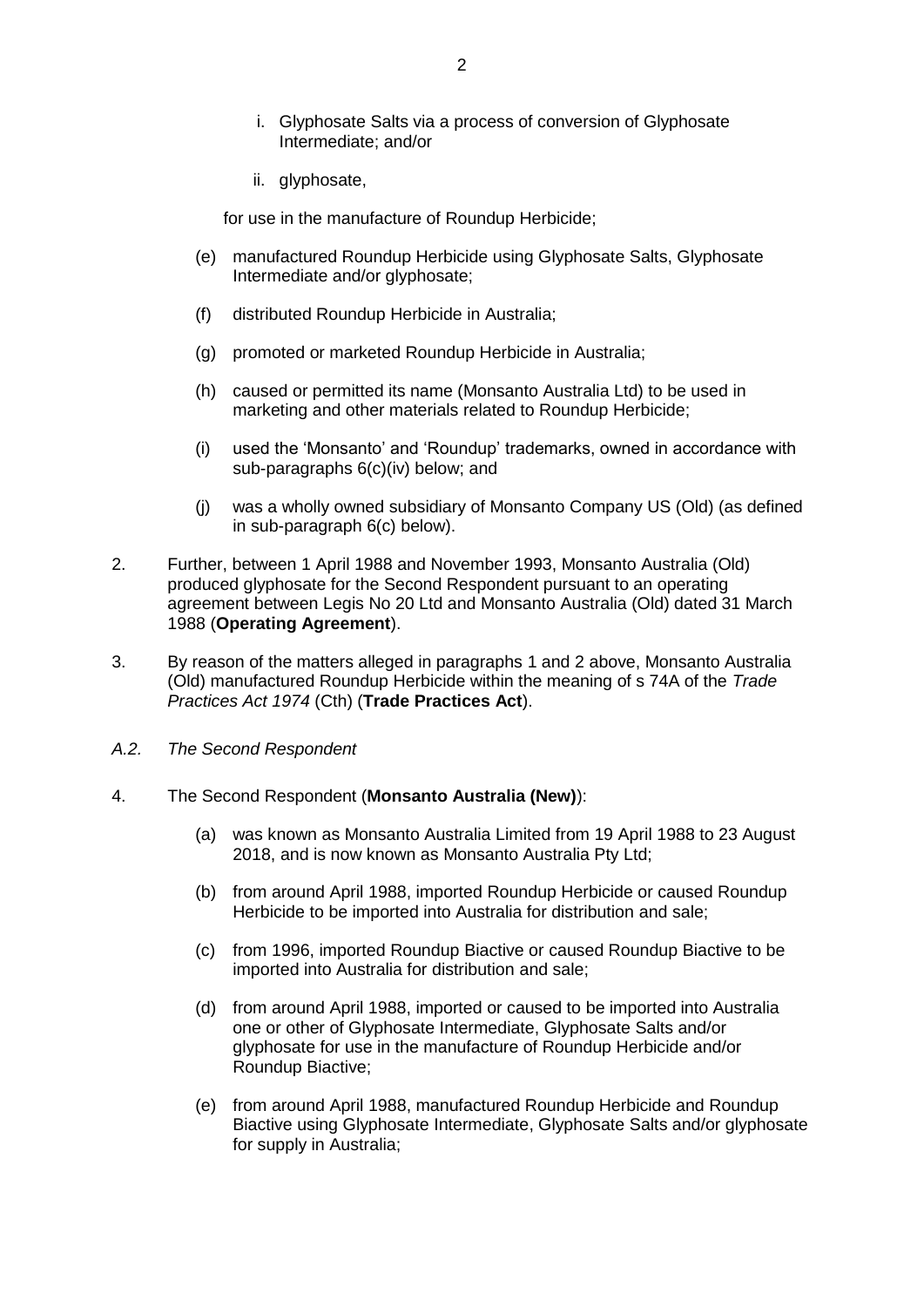i. Glyphosate Salts via a process of conversion of Glyphosate Intermediate; and/or

ii. glyphosate,

for use in the manufacture of Roundup Herbicide;

(e) manufactured Roundup Herbicide using Glyphosate Salts, Glyphosate Intermediate and/or glyphosate;

(f) distributed Roundup Herbicide in Australia;

(g) promoted or marketed Roundup Herbicide in Australia;

(h) caused or permitted its name (Monsanto Australia Ltd) to be used in marketing and other materials related to Roundup Herbicide;

(i) used the 'Monsanto' and 'Roundup' trademarks, owned in accordance with sub-paragraphs 6(c)(iv) below; and

(j) was a wholly owned subsidiary of Monsanto Company US (Old) (as defined in sub-paragraph 6(c) below).

2. Further, between 1 April 1988 and November 1993, Monsanto Australia (Old) produced glyphosate for the Second Respondent pursuant to an operating agreement between Legis No 20 Ltd and Monsanto Australia (Old) dated 31 March 1988 (**Operating Agreement**).

3. By reason of the matters alleged in paragraphs 1 and 2 above, Monsanto Australia (Old) manufactured Roundup Herbicide within the meaning of s 74A of the *Trade Practices Act 1974* (Cth) (**Trade Practices Act**).

*A.2. The Second Respondent*

4. The Second Respondent (**Monsanto Australia (New)**):

(a) was known as Monsanto Australia Limited from 19 April 1988 to 23 August 2018, and is now known as Monsanto Australia Pty Ltd;

(b) from around April 1988, imported Roundup Herbicide or caused Roundup Herbicide to be imported into Australia for distribution and sale;

(c) from 1996, imported Roundup Biactive or caused Roundup Biactive to be imported into Australia for distribution and sale;

(d) from around April 1988, imported or caused to be imported into Australia one or other of Glyphosate Intermediate, Glyphosate Salts and/or glyphosate for use in the manufacture of Roundup Herbicide and/or Roundup Biactive;

(e) from around April 1988, manufactured Roundup Herbicide and Roundup Biactive using Glyphosate Intermediate, Glyphosate Salts and/or glyphosate for supply in Australia;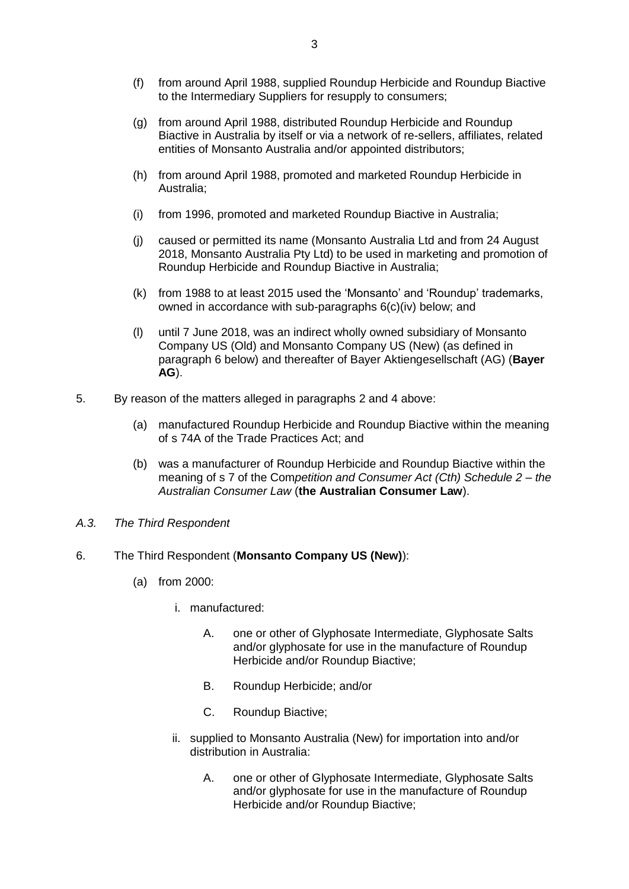(f) from around April 1988, supplied Roundup Herbicide and Roundup Biactive to the Intermediary Suppliers for resupply to consumers;

(g) from around April 1988, distributed Roundup Herbicide and Roundup Biactive in Australia by itself or via a network of re-sellers, affiliates, related entities of Monsanto Australia and/or appointed distributors;

(h) from around April 1988, promoted and marketed Roundup Herbicide in Australia;

(i) from 1996, promoted and marketed Roundup Biactive in Australia;

(j) caused or permitted its name (Monsanto Australia Ltd and from 24 August 2018, Monsanto Australia Pty Ltd) to be used in marketing and promotion of Roundup Herbicide and Roundup Biactive in Australia;

(k) from 1988 to at least 2015 used the 'Monsanto' and 'Roundup' trademarks, owned in accordance with sub-paragraphs 6(c)(iv) below; and

(l) until 7 June 2018, was an indirect wholly owned subsidiary of Monsanto Company US (Old) and Monsanto Company US (New) (as defined in paragraph 6 below) and thereafter of Bayer Aktiengesellschaft (AG) (**Bayer AG**).

5. By reason of the matters alleged in paragraphs 2 and 4 above:

   (a) manufactured Roundup Herbicide and Roundup Biactive within the meaning of s 74A of the Trade Practices Act; and

   (b) was a manufacturer of Roundup Herbicide and Roundup Biactive within the meaning of s 7 of the Com*petition and Consumer Act (Cth) Schedule 2 – the Australian Consumer Law* (**the Australian Consumer Law**).

*A.3. The Third Respondent*

6. The Third Respondent (**Monsanto Company US (New)**):

   (a) from 2000:

      i. manufactured:

         A. one or other of Glyphosate Intermediate, Glyphosate Salts and/or glyphosate for use in the manufacture of Roundup Herbicide and/or Roundup Biactive;

         B. Roundup Herbicide; and/or

         C. Roundup Biactive;

      ii. supplied to Monsanto Australia (New) for importation into and/or distribution in Australia:

         A. one or other of Glyphosate Intermediate, Glyphosate Salts and/or glyphosate for use in the manufacture of Roundup Herbicide and/or Roundup Biactive;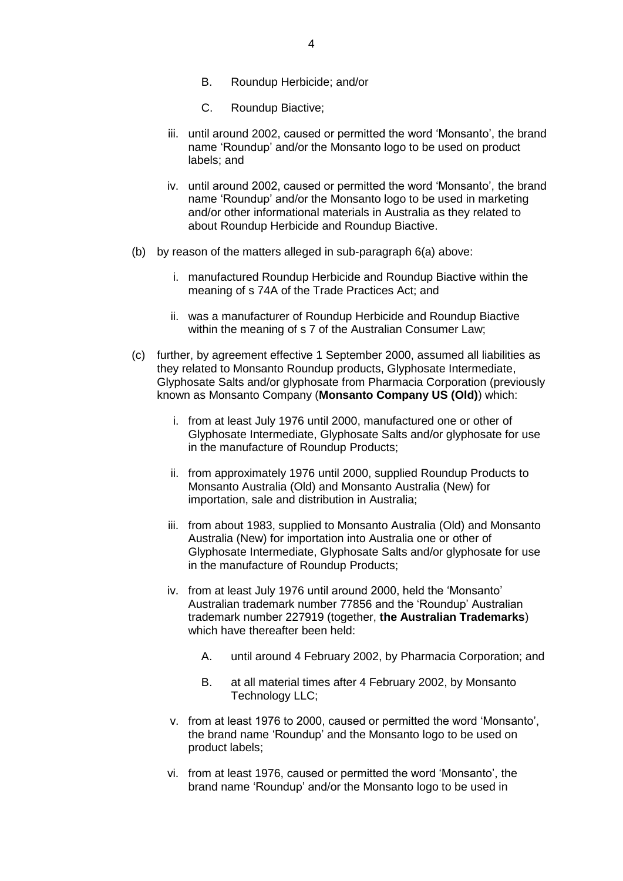B. Roundup Herbicide; and/or

C. Roundup Biactive;

iii. until around 2002, caused or permitted the word 'Monsanto', the brand name 'Roundup' and/or the Monsanto logo to be used on product labels; and

iv. until around 2002, caused or permitted the word 'Monsanto', the brand name 'Roundup' and/or the Monsanto logo to be used in marketing and/or other informational materials in Australia as they related to about Roundup Herbicide and Roundup Biactive.

(b) by reason of the matters alleged in sub-paragraph 6(a) above:

i. manufactured Roundup Herbicide and Roundup Biactive within the meaning of s 74A of the Trade Practices Act; and

ii. was a manufacturer of Roundup Herbicide and Roundup Biactive within the meaning of s 7 of the Australian Consumer Law;

(c) further, by agreement effective 1 September 2000, assumed all liabilities as they related to Monsanto Roundup products, Glyphosate Intermediate, Glyphosate Salts and/or glyphosate from Pharmacia Corporation (previously known as Monsanto Company (**Monsanto Company US (Old)**) which:

i. from at least July 1976 until 2000, manufactured one or other of Glyphosate Intermediate, Glyphosate Salts and/or glyphosate for use in the manufacture of Roundup Products;

ii. from approximately 1976 until 2000, supplied Roundup Products to Monsanto Australia (Old) and Monsanto Australia (New) for importation, sale and distribution in Australia;

iii. from about 1983, supplied to Monsanto Australia (Old) and Monsanto Australia (New) for importation into Australia one or other of Glyphosate Intermediate, Glyphosate Salts and/or glyphosate for use in the manufacture of Roundup Products;

iv. from at least July 1976 until around 2000, held the 'Monsanto' Australian trademark number 77856 and the 'Roundup' Australian trademark number 227919 (together, **the Australian Trademarks**) which have thereafter been held:

A. until around 4 February 2002, by Pharmacia Corporation; and

B. at all material times after 4 February 2002, by Monsanto Technology LLC;

v. from at least 1976 to 2000, caused or permitted the word 'Monsanto', the brand name 'Roundup' and the Monsanto logo to be used on product labels;

vi. from at least 1976, caused or permitted the word 'Monsanto', the brand name 'Roundup' and/or the Monsanto logo to be used in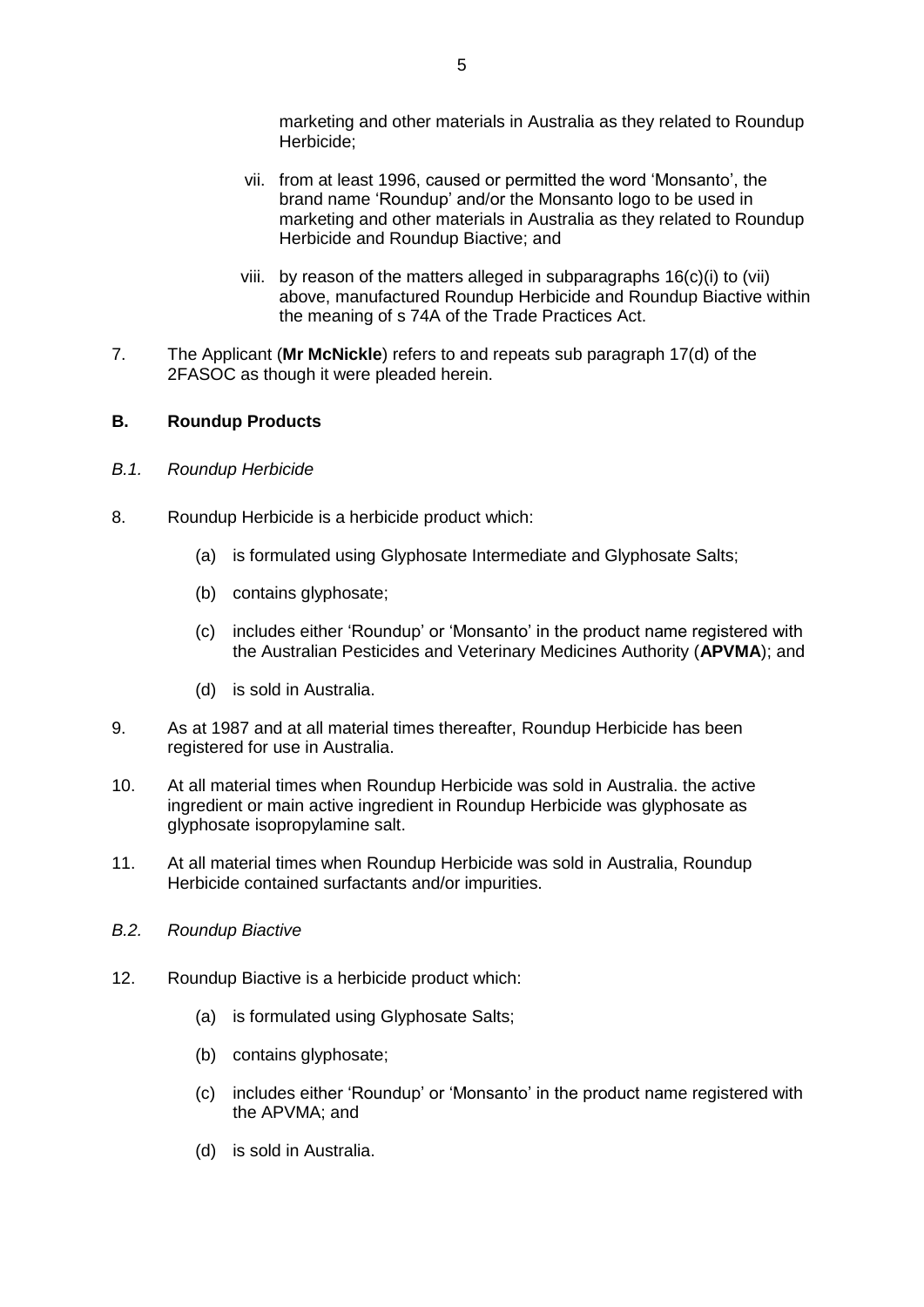marketing and other materials in Australia as they related to Roundup Herbicide;

vii. from at least 1996, caused or permitted the word ‘Monsanto’, the brand name ‘Roundup’ and/or the Monsanto logo to be used in marketing and other materials in Australia as they related to Roundup Herbicide and Roundup Biactive; and

viii. by reason of the matters alleged in subparagraphs 16(c)(i) to (vii) above, manufactured Roundup Herbicide and Roundup Biactive within the meaning of s 74A of the Trade Practices Act.

7. The Applicant (**Mr McNickle**) refers to and repeats sub paragraph 17(d) of the 2FASOC as though it were pleaded herein.

## B. Roundup Products

### *B.1. Roundup Herbicide*

8. Roundup Herbicide is a herbicide product which:

   (a) is formulated using Glyphosate Intermediate and Glyphosate Salts;

   (b) contains glyphosate;

   (c) includes either ‘Roundup’ or ‘Monsanto’ in the product name registered with the Australian Pesticides and Veterinary Medicines Authority (**APVMA**); and

   (d) is sold in Australia.

9. As at 1987 and at all material times thereafter, Roundup Herbicide has been registered for use in Australia.

10. At all material times when Roundup Herbicide was sold in Australia. the active ingredient or main active ingredient in Roundup Herbicide was glyphosate as glyphosate isopropylamine salt.

11. At all material times when Roundup Herbicide was sold in Australia, Roundup Herbicide contained surfactants and/or impurities.

### *B.2. Roundup Biactive*

12. Roundup Biactive is a herbicide product which:

   (a) is formulated using Glyphosate Salts;

   (b) contains glyphosate;

   (c) includes either ‘Roundup’ or ‘Monsanto’ in the product name registered with the APVMA; and

   (d) is sold in Australia.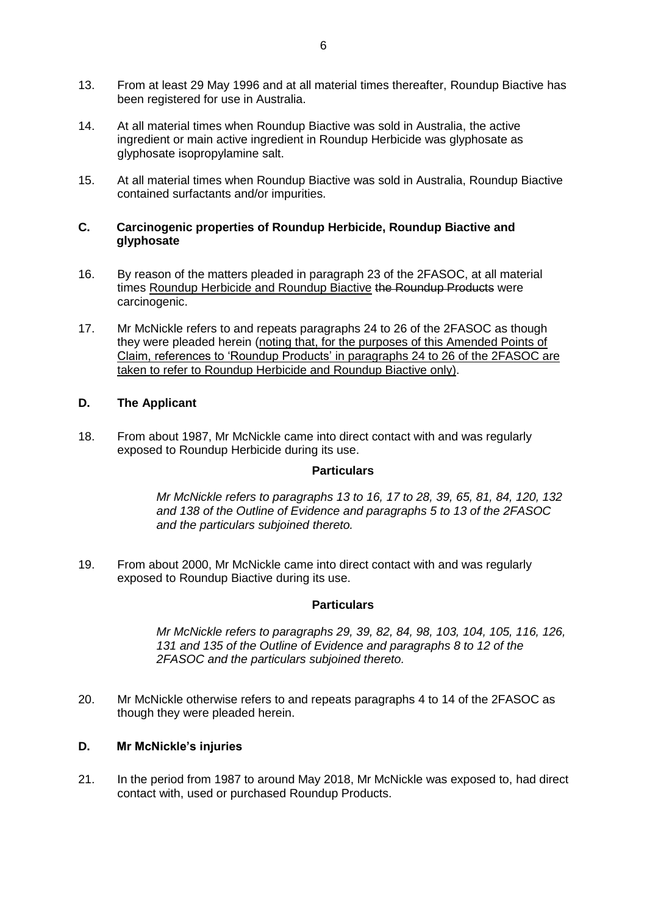13. From at least 29 May 1996 and at all material times thereafter, Roundup Biactive has been registered for use in Australia.

14. At all material times when Roundup Biactive was sold in Australia, the active ingredient or main active ingredient in Roundup Herbicide was glyphosate as glyphosate isopropylamine salt.

15. At all material times when Roundup Biactive was sold in Australia, Roundup Biactive contained surfactants and/or impurities.

## C. Carcinogenic properties of Roundup Herbicide, Roundup Biactive and glyphosate

16. By reason of the matters pleaded in paragraph 23 of the 2FASOC, at all material times <u>Roundup Herbicide and Roundup Biactive</u> ~~the Roundup Products~~ were carcinogenic.

17. Mr McNickle refers to and repeats paragraphs 24 to 26 of the 2FASOC as though they were pleaded herein (<u>noting that, for the purposes of this Amended Points of Claim, references to 'Roundup Products' in paragraphs 24 to 26 of the 2FASOC are taken to refer to Roundup Herbicide and Roundup Biactive only</u>).

## D. The Applicant

18. From about 1987, Mr McNickle came into direct contact with and was regularly exposed to Roundup Herbicide during its use.

**Particulars**

*Mr McNickle refers to paragraphs 13 to 16, 17 to 28, 39, 65, 81, 84, 120, 132 and 138 of the Outline of Evidence and paragraphs 5 to 13 of the 2FASOC and the particulars subjoined thereto.*

19. From about 2000, Mr McNickle came into direct contact with and was regularly exposed to Roundup Biactive during its use.

**Particulars**

*Mr McNickle refers to paragraphs 29, 39, 82, 84, 98, 103, 104, 105, 116, 126, 131 and 135 of the Outline of Evidence and paragraphs 8 to 12 of the 2FASOC and the particulars subjoined thereto.*

20. Mr McNickle otherwise refers to and repeats paragraphs 4 to 14 of the 2FASOC as though they were pleaded herein.

## D. Mr McNickle's injuries

21. In the period from 1987 to around May 2018, Mr McNickle was exposed to, had direct contact with, used or purchased Roundup Products.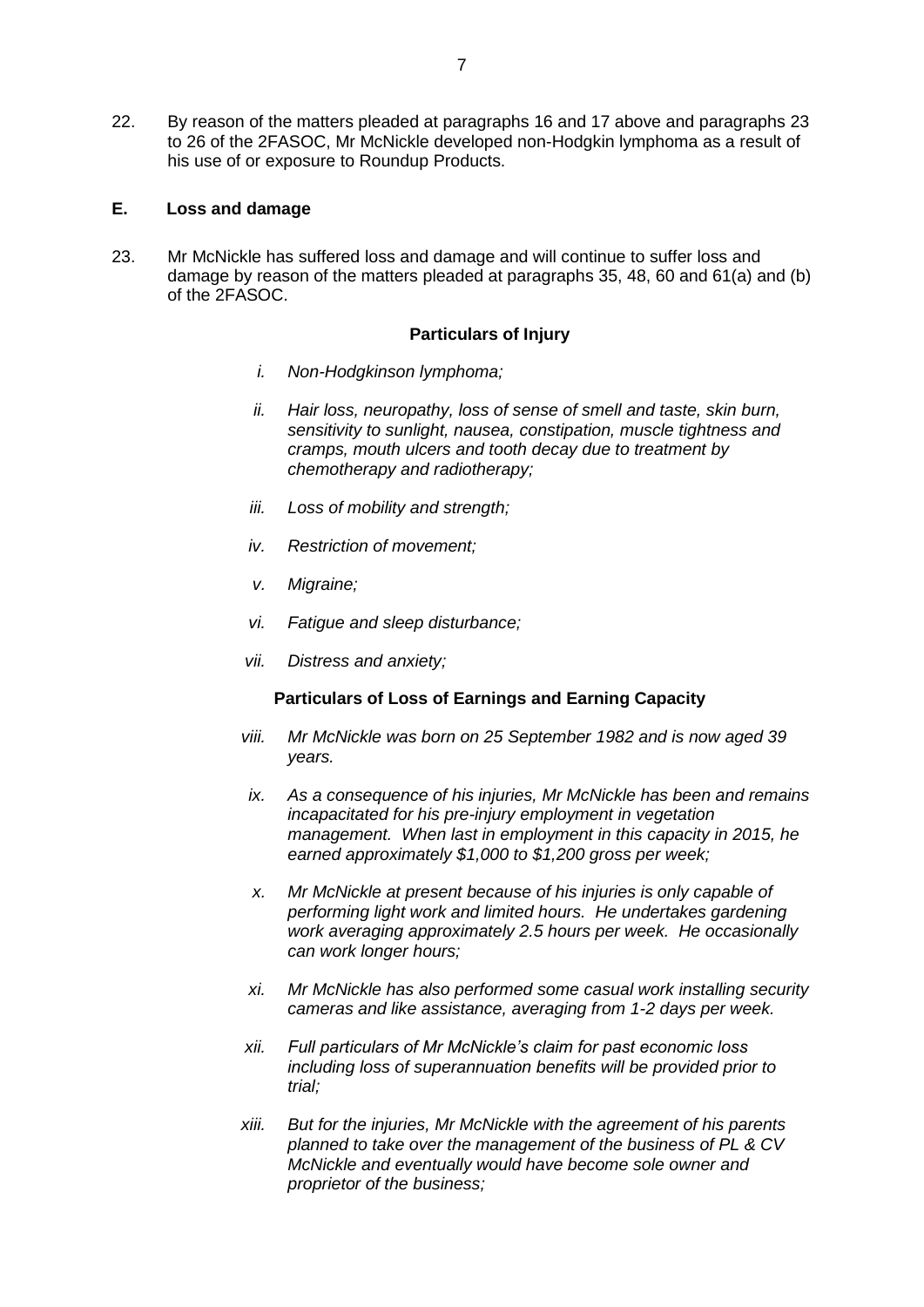22. By reason of the matters pleaded at paragraphs 16 and 17 above and paragraphs 23 to 26 of the 2FASOC, Mr McNickle developed non-Hodgkin lymphoma as a result of his use of or exposure to Roundup Products.

## E. Loss and damage

23. Mr McNickle has suffered loss and damage and will continue to suffer loss and damage by reason of the matters pleaded at paragraphs 35, 48, 60 and 61(a) and (b) of the 2FASOC.

**Particulars of Injury**

i. *Non-Hodgkinson lymphoma;*

ii. *Hair loss, neuropathy, loss of sense of smell and taste, skin burn, sensitivity to sunlight, nausea, constipation, muscle tightness and cramps, mouth ulcers and tooth decay due to treatment by chemotherapy and radiotherapy;*

iii. *Loss of mobility and strength;*

iv. *Restriction of movement;*

v. *Migraine;*

vi. *Fatigue and sleep disturbance;*

vii. *Distress and anxiety;*

**Particulars of Loss of Earnings and Earning Capacity**

viii. *Mr McNickle was born on 25 September 1982 and is now aged 39 years.*

ix. *As a consequence of his injuries, Mr McNickle has been and remains incapacitated for his pre-injury employment in vegetation management. When last in employment in this capacity in 2015, he earned approximately $1,000 to $1,200 gross per week;*

x. *Mr McNickle at present because of his injuries is only capable of performing light work and limited hours. He undertakes gardening work averaging approximately 2.5 hours per week. He occasionally can work longer hours;*

xi. *Mr McNickle has also performed some casual work installing security cameras and like assistance, averaging from 1-2 days per week.*

xii. *Full particulars of Mr McNickle's claim for past economic loss including loss of superannuation benefits will be provided prior to trial;*

xiii. *But for the injuries, Mr McNickle with the agreement of his parents planned to take over the management of the business of PL & CV McNickle and eventually would have become sole owner and proprietor of the business;*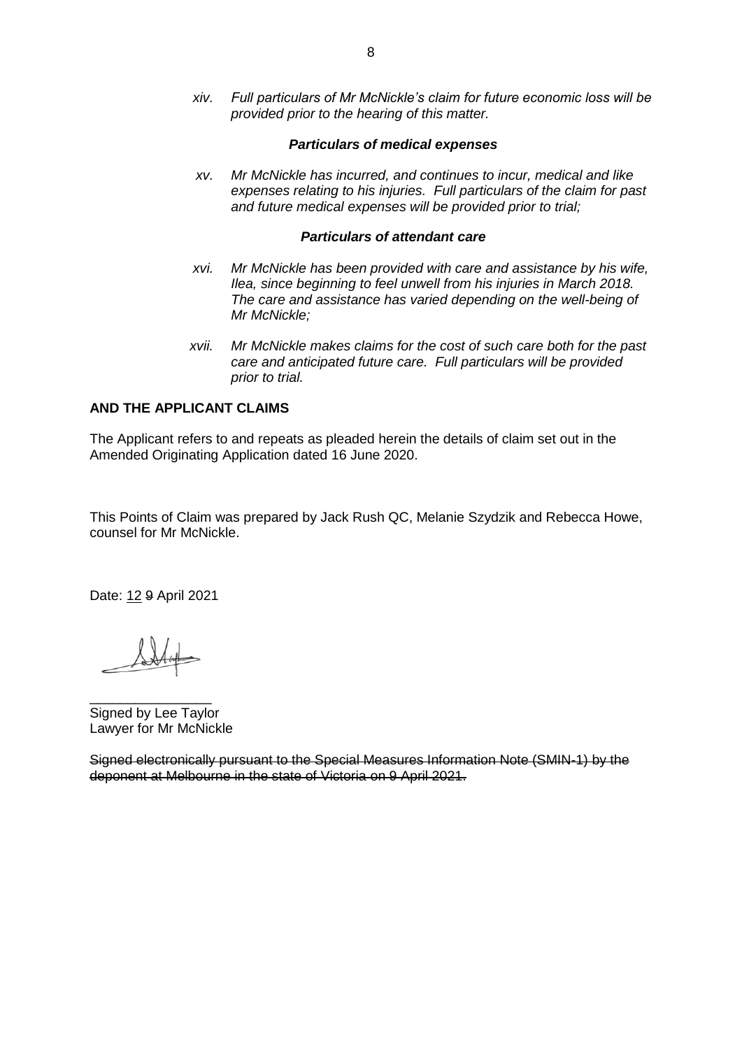*xiv. Full particulars of Mr McNickle's claim for future economic loss will be provided prior to the hearing of this matter.*

***Particulars of medical expenses***

*xv. Mr McNickle has incurred, and continues to incur, medical and like expenses relating to his injuries. Full particulars of the claim for past and future medical expenses will be provided prior to trial;*

***Particulars of attendant care***

*xvi. Mr McNickle has been provided with care and assistance by his wife, Ilea, since beginning to feel unwell from his injuries in March 2018. The care and assistance has varied depending on the well-being of Mr McNickle;*

*xvii. Mr McNickle makes claims for the cost of such care both for the past care and anticipated future care. Full particulars will be provided prior to trial.*

**AND THE APPLICANT CLAIMS**

The Applicant refers to and repeats as pleaded herein the details of claim set out in the Amended Originating Application dated 16 June 2020.

This Points of Claim was prepared by Jack Rush QC, Melanie Szydzik and Rebecca Howe, counsel for Mr McNickle.

Date: <u>12</u> ~~9~~ April 2021

\_\_\_\_\_\_\_\_\_\_\_\_\_\_\_\_

Signed by Lee Taylor
Lawyer for Mr McNickle

~~Signed electronically pursuant to the Special Measures Information Note (SMIN-1) by the deponent at Melbourne in the state of Victoria on 9 April 2021.~~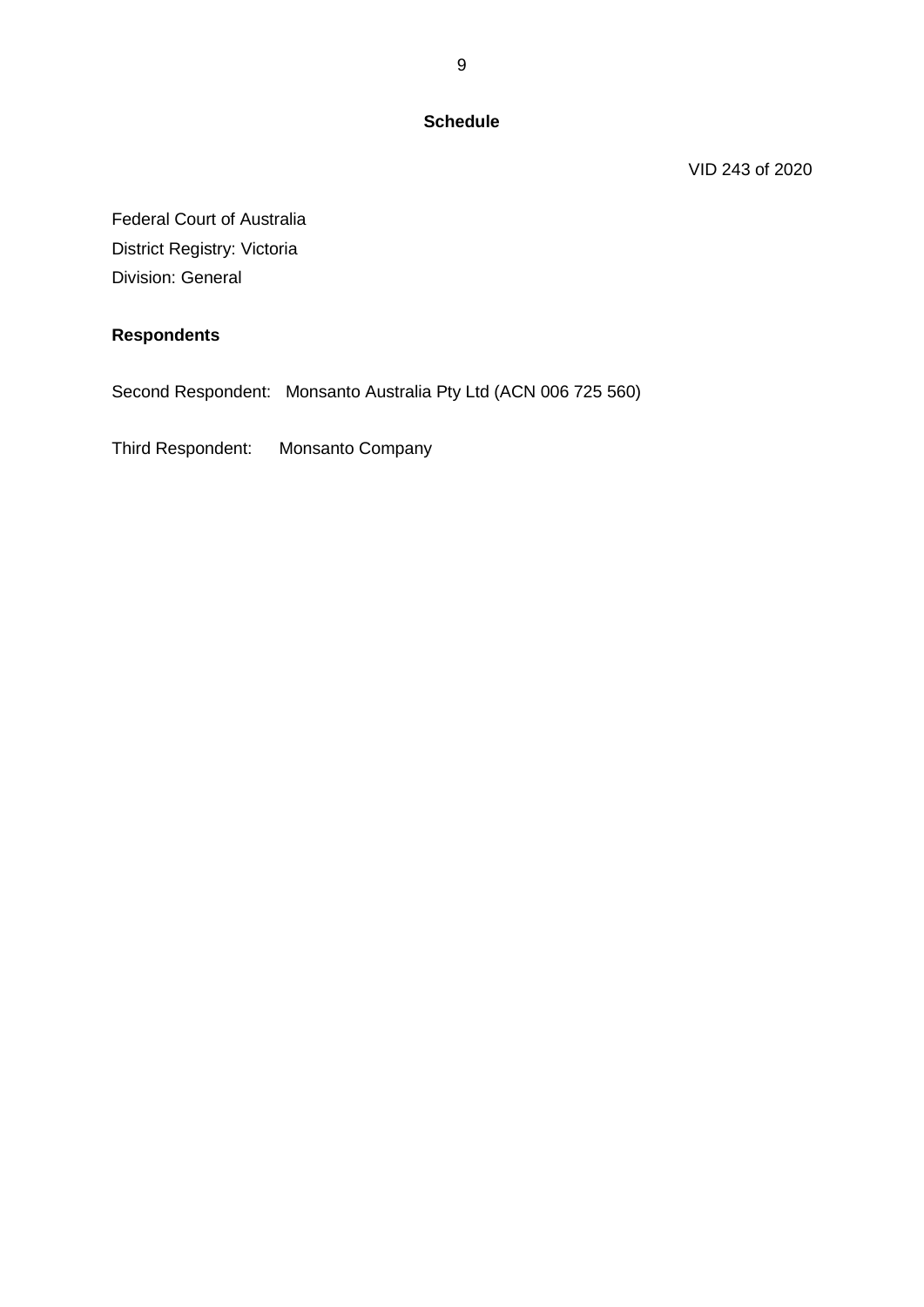**Schedule**

VID 243 of 2020

Federal Court of Australia
District Registry: Victoria
Division: General

**Respondents**

Second Respondent: Monsanto Australia Pty Ltd (ACN 006 725 560)

Third Respondent: Monsanto Company